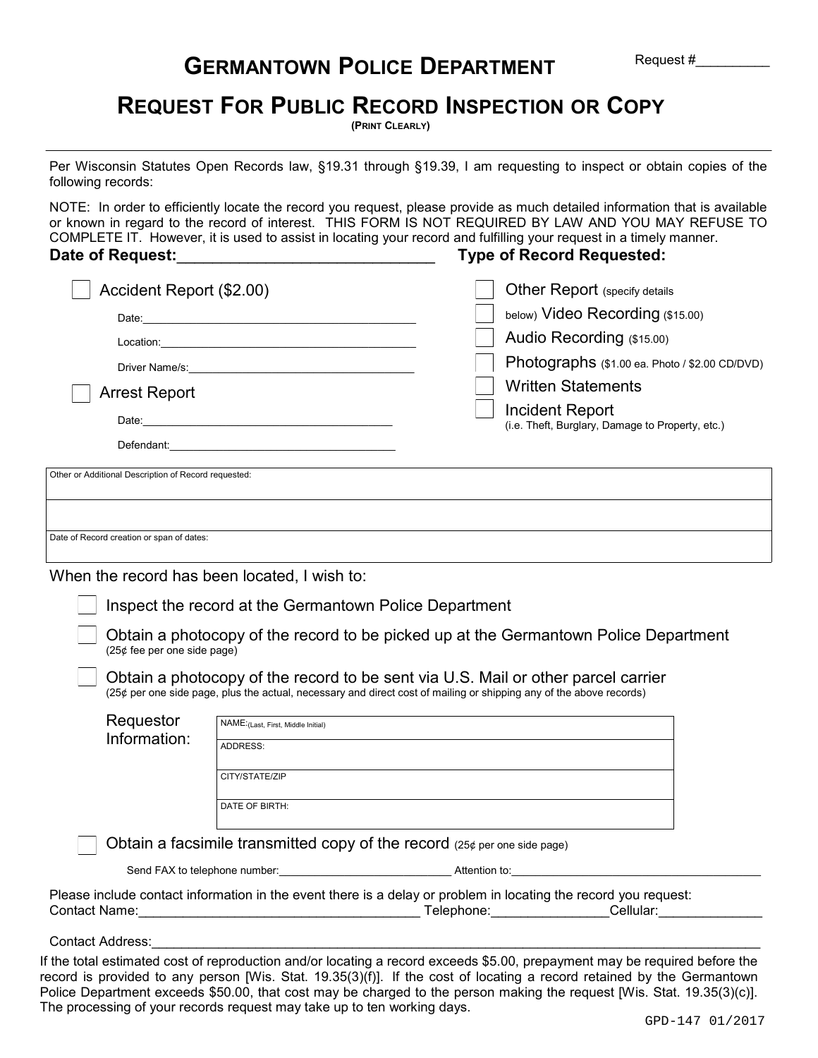Request #__________

# Germantown Police Department

## Request For Public Record Inspection or Copy

(Print Clearly)

Per Wisconsin Statutes Open Records law, §19.31 through §19.39, I am requesting to inspect or obtain copies of the following records:

NOTE: In order to efficiently locate the record you request, please provide as much detailed information that is available or known in regard to the record of interest. THIS FORM IS NOT REQUIRED BY LAW AND YOU MAY REFUSE TO COMPLETE IT. However, it is used to assist in locating your record and fulfilling your request in a timely manner.

**Date of Request:**______________________________ **Type of Record Requested:**

- ☐ Accident Report ($2.00)
  - Date:________________________________________
  - Location:_____________________________________
  - Driver Name/s:________________________________
- ☐ Arrest Report
  - Date:________________________________________
  - Defendant:___________________________________
- ☐ Other Report (specify details below)
- ☐ Video Recording ($15.00)
- ☐ Audio Recording ($15.00)
- ☐ Photographs ($1.00 ea. Photo / $2.00 CD/DVD)
- ☐ Written Statements
- ☐ Incident Report (i.e. Theft, Burglary, Damage to Property, etc.)

| Other or Additional Description of Record requested: |
|---|
| |
| Date of Record creation or span of dates: |

When the record has been located, I wish to:

- ☐ Inspect the record at the Germantown Police Department
- ☐ Obtain a photocopy of the record to be picked up at the Germantown Police Department (25¢ fee per one side page)
- ☐ Obtain a photocopy of the record to be sent via U.S. Mail or other parcel carrier (25¢ per one side page, plus the actual, necessary and direct cost of mailing or shipping any of the above records)

| Requestor Information: | |
|---|---|
| | NAME:(Last, First, Middle Initial) |
| | ADDRESS: |
| | CITY/STATE/ZIP |
| | DATE OF BIRTH: |

- ☐ Obtain a facsimile transmitted copy of the record (25¢ per one side page)

Send FAX to telephone number:__________________________ Attention to:____________________________________

Please include contact information in the event there is a delay or problem in locating the record you request:
Contact Name:_____________________________________ Telephone:________________Cellular:______________

Contact Address:___________________________________________________________________________________

If the total estimated cost of reproduction and/or locating a record exceeds $5.00, prepayment may be required before the record is provided to any person [Wis. Stat. 19.35(3)(f)]. If the cost of locating a record retained by the Germantown Police Department exceeds $50.00, that cost may be charged to the person making the request [Wis. Stat. 19.35(3)(c)]. The processing of your records request may take up to ten working days.

GPD-147 01/2017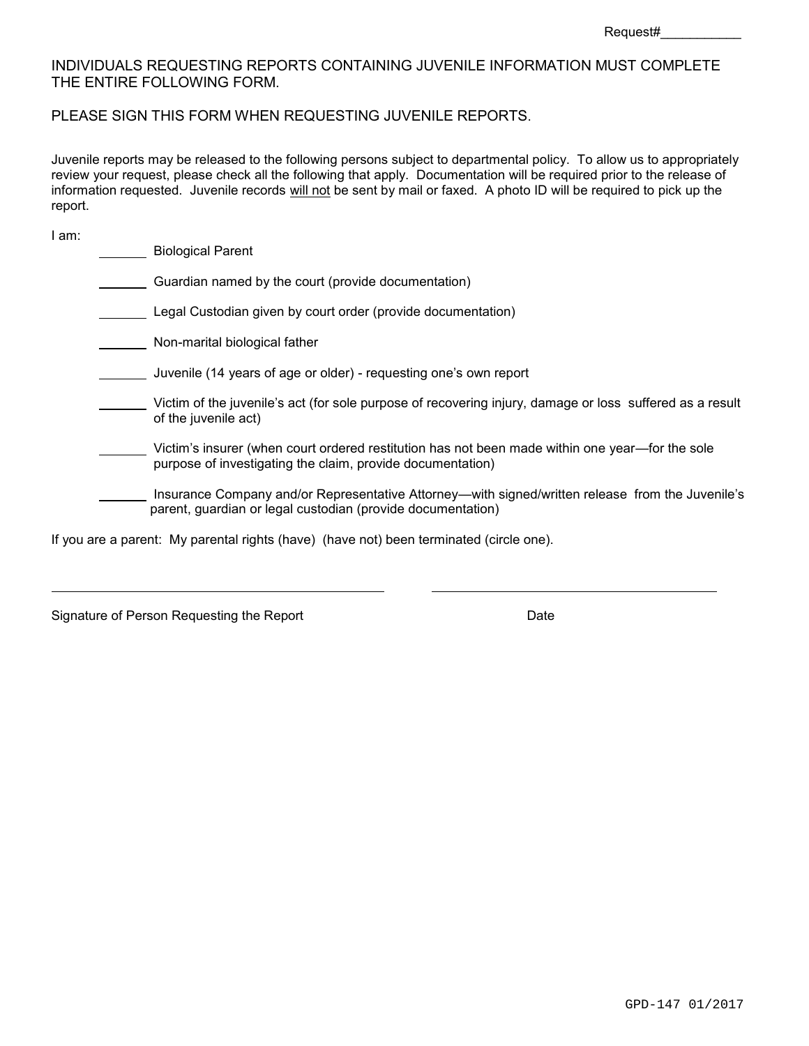Request#___________

INDIVIDUALS REQUESTING REPORTS CONTAINING JUVENILE INFORMATION MUST COMPLETE THE ENTIRE FOLLOWING FORM.

PLEASE SIGN THIS FORM WHEN REQUESTING JUVENILE REPORTS.

Juvenile reports may be released to the following persons subject to departmental policy. To allow us to appropriately review your request, please check all the following that apply. Documentation will be required prior to the release of information requested. Juvenile records <u>will not</u> be sent by mail or faxed. A photo ID will be required to pick up the report.

I am:

_______ Biological Parent

_______ Guardian named by the court (provide documentation)

_______ Legal Custodian given by court order (provide documentation)

_______ Non-marital biological father

_______ Juvenile (14 years of age or older) - requesting one's own report

_______ Victim of the juvenile's act (for sole purpose of recovering injury, damage or loss suffered as a result of the juvenile act)

_______ Victim's insurer (when court ordered restitution has not been made within one year—for the sole purpose of investigating the claim, provide documentation)

_______ Insurance Company and/or Representative Attorney—with signed/written release from the Juvenile's parent, guardian or legal custodian (provide documentation)

If you are a parent: My parental rights (have) (have not) been terminated (circle one).

_____________________________________________ _____________________________________

Signature of Person Requesting the Report Date

GPD-147 01/2017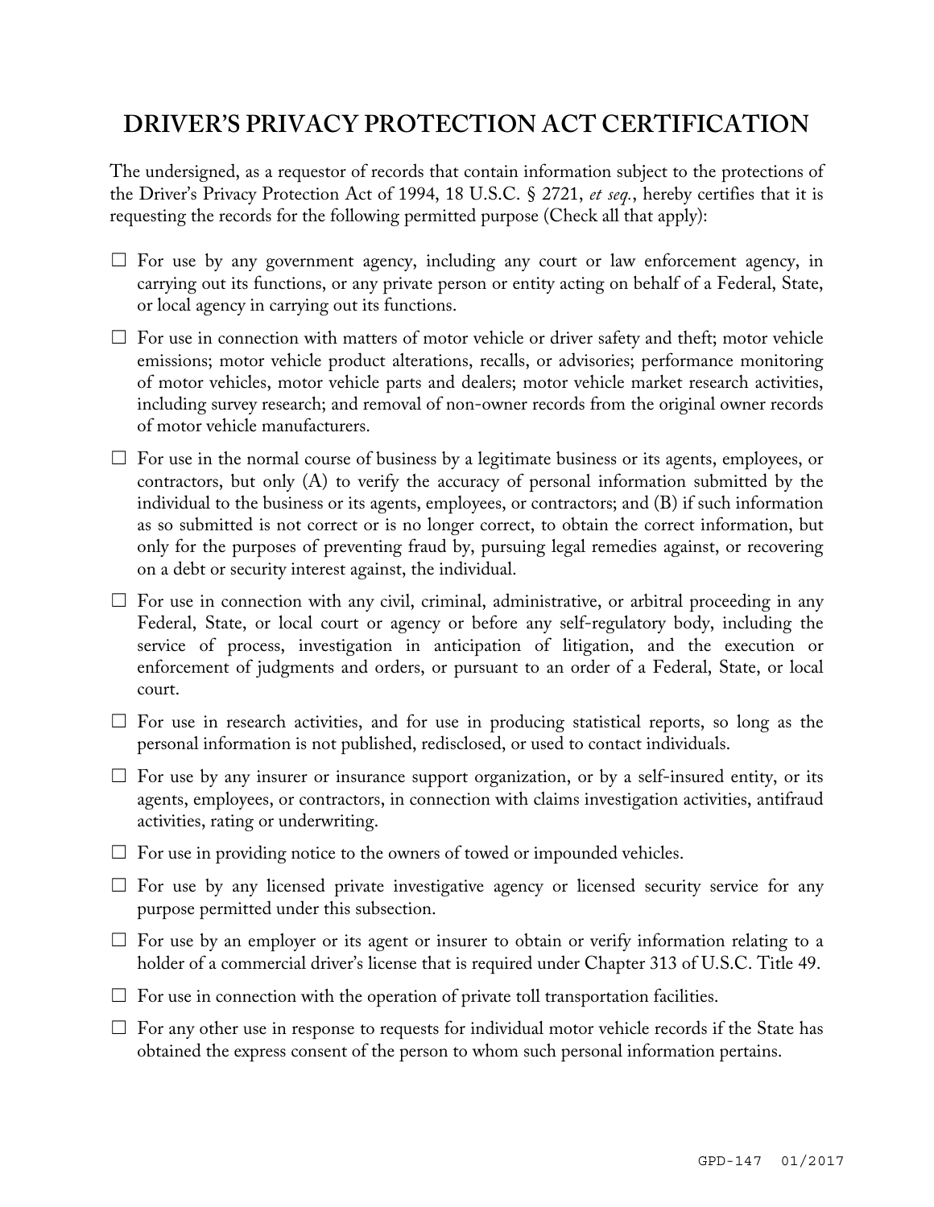# DRIVER'S PRIVACY PROTECTION ACT CERTIFICATION

The undersigned, as a requestor of records that contain information subject to the protections of the Driver's Privacy Protection Act of 1994, 18 U.S.C. § 2721, *et seq.*, hereby certifies that it is requesting the records for the following permitted purpose (Check all that apply):

☐ For use by any government agency, including any court or law enforcement agency, in carrying out its functions, or any private person or entity acting on behalf of a Federal, State, or local agency in carrying out its functions.

☐ For use in connection with matters of motor vehicle or driver safety and theft; motor vehicle emissions; motor vehicle product alterations, recalls, or advisories; performance monitoring of motor vehicles, motor vehicle parts and dealers; motor vehicle market research activities, including survey research; and removal of non-owner records from the original owner records of motor vehicle manufacturers.

☐ For use in the normal course of business by a legitimate business or its agents, employees, or contractors, but only (A) to verify the accuracy of personal information submitted by the individual to the business or its agents, employees, or contractors; and (B) if such information as so submitted is not correct or is no longer correct, to obtain the correct information, but only for the purposes of preventing fraud by, pursuing legal remedies against, or recovering on a debt or security interest against, the individual.

☐ For use in connection with any civil, criminal, administrative, or arbitral proceeding in any Federal, State, or local court or agency or before any self-regulatory body, including the service of process, investigation in anticipation of litigation, and the execution or enforcement of judgments and orders, or pursuant to an order of a Federal, State, or local court.

☐ For use in research activities, and for use in producing statistical reports, so long as the personal information is not published, redisclosed, or used to contact individuals.

☐ For use by any insurer or insurance support organization, or by a self-insured entity, or its agents, employees, or contractors, in connection with claims investigation activities, antifraud activities, rating or underwriting.

☐ For use in providing notice to the owners of towed or impounded vehicles.

☐ For use by any licensed private investigative agency or licensed security service for any purpose permitted under this subsection.

☐ For use by an employer or its agent or insurer to obtain or verify information relating to a holder of a commercial driver's license that is required under Chapter 313 of U.S.C. Title 49.

☐ For use in connection with the operation of private toll transportation facilities.

☐ For any other use in response to requests for individual motor vehicle records if the State has obtained the express consent of the person to whom such personal information pertains.

GPD-147 01/2017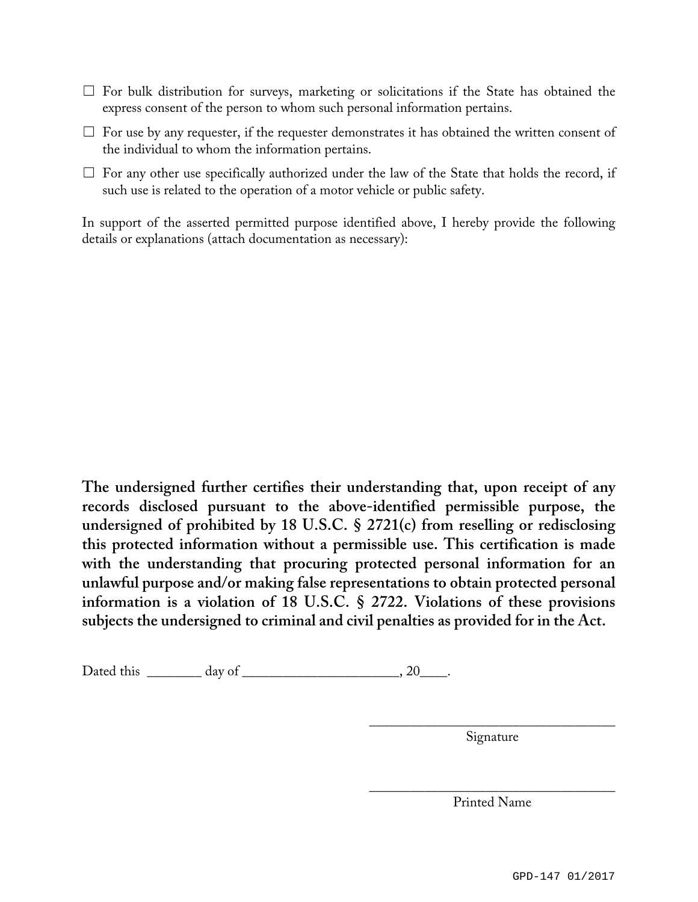☐ For bulk distribution for surveys, marketing or solicitations if the State has obtained the express consent of the person to whom such personal information pertains.

☐ For use by any requester, if the requester demonstrates it has obtained the written consent of the individual to whom the information pertains.

☐ For any other use specifically authorized under the law of the State that holds the record, if such use is related to the operation of a motor vehicle or public safety.

In support of the asserted permitted purpose identified above, I hereby provide the following details or explanations (attach documentation as necessary):

**The undersigned further certifies their understanding that, upon receipt of any records disclosed pursuant to the above-identified permissible purpose, the undersigned of prohibited by 18 U.S.C. § 2721(c) from reselling or redisclosing this protected information without a permissible use. This certification is made with the understanding that procuring protected personal information for an unlawful purpose and/or making false representations to obtain protected personal information is a violation of 18 U.S.C. § 2722. Violations of these provisions subjects the undersigned to criminal and civil penalties as provided for in the Act.**

Dated this ________ day of ______________________, 20____.

___________________________________
Signature

___________________________________
Printed Name

GPD-147 01/2017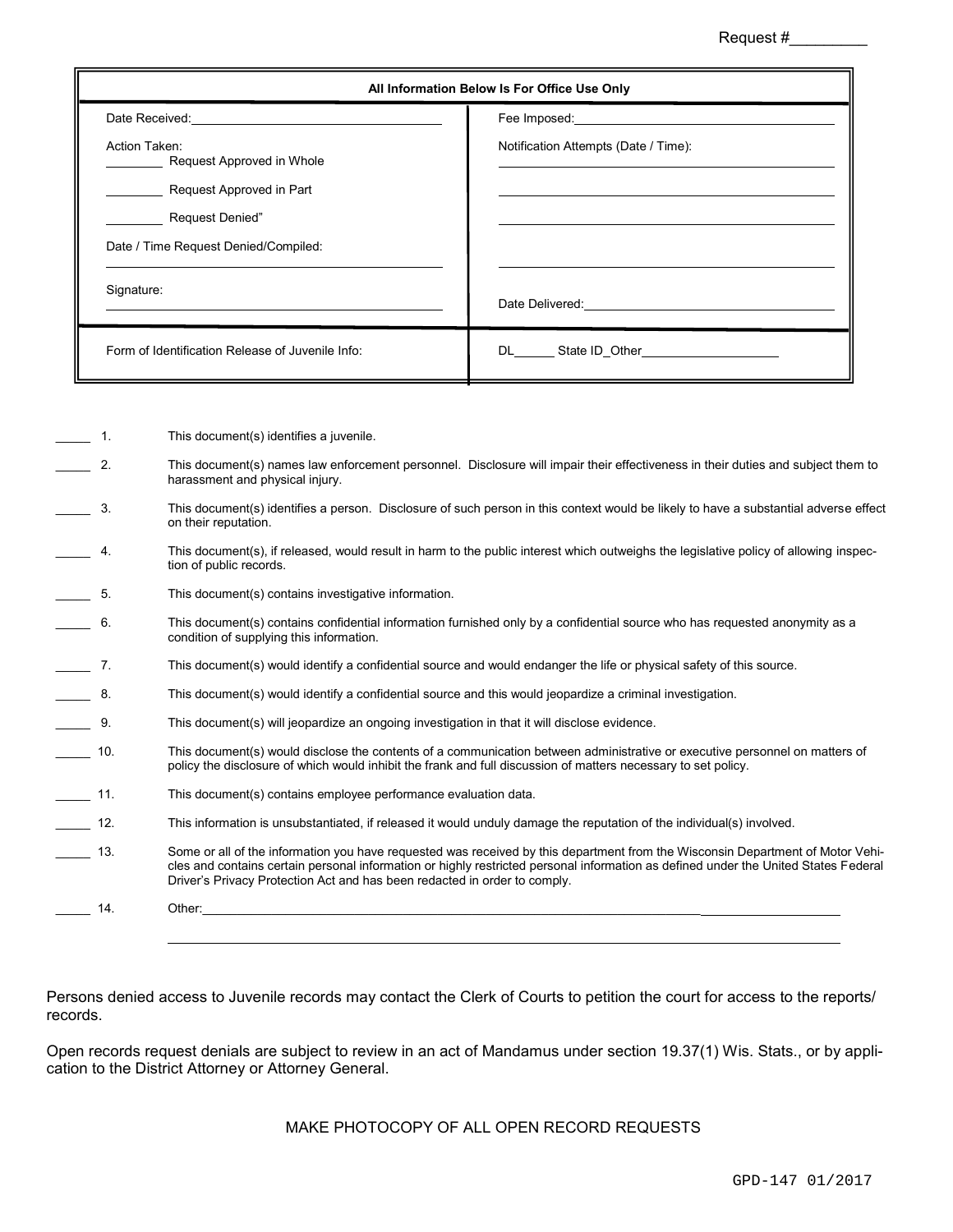Request #_________

| All Information Below Is For Office Use Only | |
|---|---|
| Date Received: | Fee Imposed: |
| Action Taken:<br>________ Request Approved in Whole<br>________ Request Approved in Part<br>________ Request Denied"<br>Date / Time Request Denied/Compiled: | Notification Attempts (Date / Time): |
| Signature: | Date Delivered: |
| Form of Identification Release of Juvenile Info: | DL______ State ID_Other____________________ |

_____ 1. This document(s) identifies a juvenile.

_____ 2. This document(s) names law enforcement personnel. Disclosure will impair their effectiveness in their duties and subject them to harassment and physical injury.

_____ 3. This document(s) identifies a person. Disclosure of such person in this context would be likely to have a substantial adverse effect on their reputation.

_____ 4. This document(s), if released, would result in harm to the public interest which outweighs the legislative policy of allowing inspection of public records.

_____ 5. This document(s) contains investigative information.

_____ 6. This document(s) contains confidential information furnished only by a confidential source who has requested anonymity as a condition of supplying this information.

_____ 7. This document(s) would identify a confidential source and would endanger the life or physical safety of this source.

_____ 8. This document(s) would identify a confidential source and this would jeopardize a criminal investigation.

_____ 9. This document(s) will jeopardize an ongoing investigation in that it will disclose evidence.

_____ 10. This document(s) would disclose the contents of a communication between administrative or executive personnel on matters of policy the disclosure of which would inhibit the frank and full discussion of matters necessary to set policy.

_____ 11. This document(s) contains employee performance evaluation data.

_____ 12. This information is unsubstantiated, if released it would unduly damage the reputation of the individual(s) involved.

_____ 13. Some or all of the information you have requested was received by this department from the Wisconsin Department of Motor Vehicles and contains certain personal information or highly restricted personal information as defined under the United States Federal Driver's Privacy Protection Act and has been redacted in order to comply.

_____ 14. Other:________________________________________________________________

Persons denied access to Juvenile records may contact the Clerk of Courts to petition the court for access to the reports/records.

Open records request denials are subject to review in an act of Mandamus under section 19.37(1) Wis. Stats., or by application to the District Attorney or Attorney General.

MAKE PHOTOCOPY OF ALL OPEN RECORD REQUESTS

GPD-147 01/2017